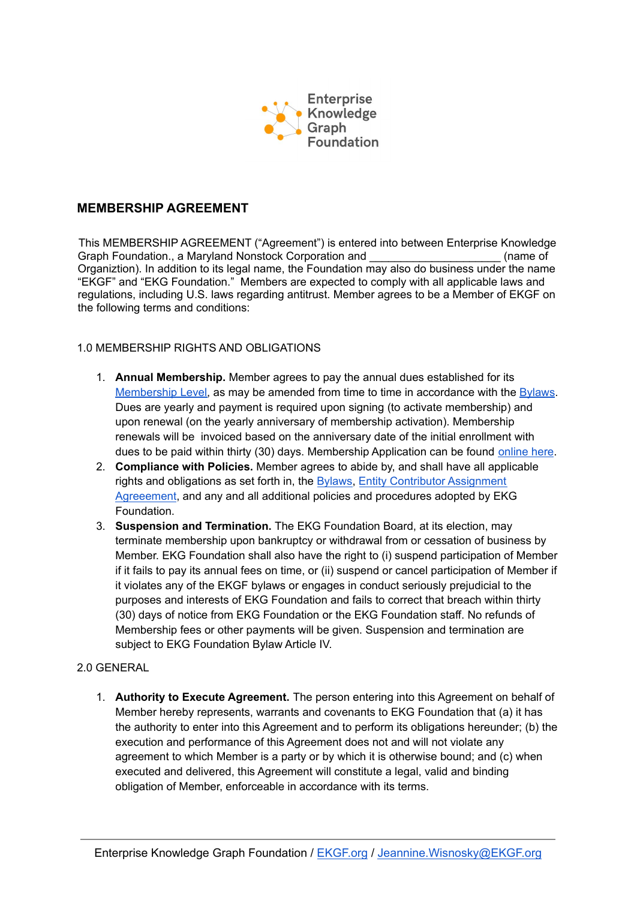Enterprise Knowledge Graph Foundation

## MEMBERSHIP AGREEMENT

This MEMBERSHIP AGREEMENT ("Agreement") is entered into between Enterprise Knowledge Graph Foundation., a Maryland Nonstock Corporation and ____________________ (name of Organiztion). In addition to its legal name, the Foundation may also do business under the name "EKGF" and "EKG Foundation." Members are expected to comply with all applicable laws and regulations, including U.S. laws regarding antitrust. Member agrees to be a Member of EKGF on the following terms and conditions:

### 1.0 MEMBERSHIP RIGHTS AND OBLIGATIONS

1. **Annual Membership.** Member agrees to pay the annual dues established for its Membership Level, as may be amended from time to time in accordance with the Bylaws. Dues are yearly and payment is required upon signing (to activate membership) and upon renewal (on the yearly anniversary of membership activation). Membership renewals will be invoiced based on the anniversary date of the initial enrollment with dues to be paid within thirty (30) days. Membership Application can be found online here.
2. **Compliance with Policies.** Member agrees to abide by, and shall have all applicable rights and obligations as set forth in, the Bylaws, Entity Contributor Assignment Agreeement, and any and all additional policies and procedures adopted by EKG Foundation.
3. **Suspension and Termination.** The EKG Foundation Board, at its election, may terminate membership upon bankruptcy or withdrawal from or cessation of business by Member. EKG Foundation shall also have the right to (i) suspend participation of Member if it fails to pay its annual fees on time, or (ii) suspend or cancel participation of Member if it violates any of the EKGF bylaws or engages in conduct seriously prejudicial to the purposes and interests of EKG Foundation and fails to correct that breach within thirty (30) days of notice from EKG Foundation or the EKG Foundation staff. No refunds of Membership fees or other payments will be given. Suspension and termination are subject to EKG Foundation Bylaw Article IV.

### 2.0 GENERAL

1. **Authority to Execute Agreement.** The person entering into this Agreement on behalf of Member hereby represents, warrants and covenants to EKG Foundation that (a) it has the authority to enter into this Agreement and to perform its obligations hereunder; (b) the execution and performance of this Agreement does not and will not violate any agreement to which Member is a party or by which it is otherwise bound; and (c) when executed and delivered, this Agreement will constitute a legal, valid and binding obligation of Member, enforceable in accordance with its terms.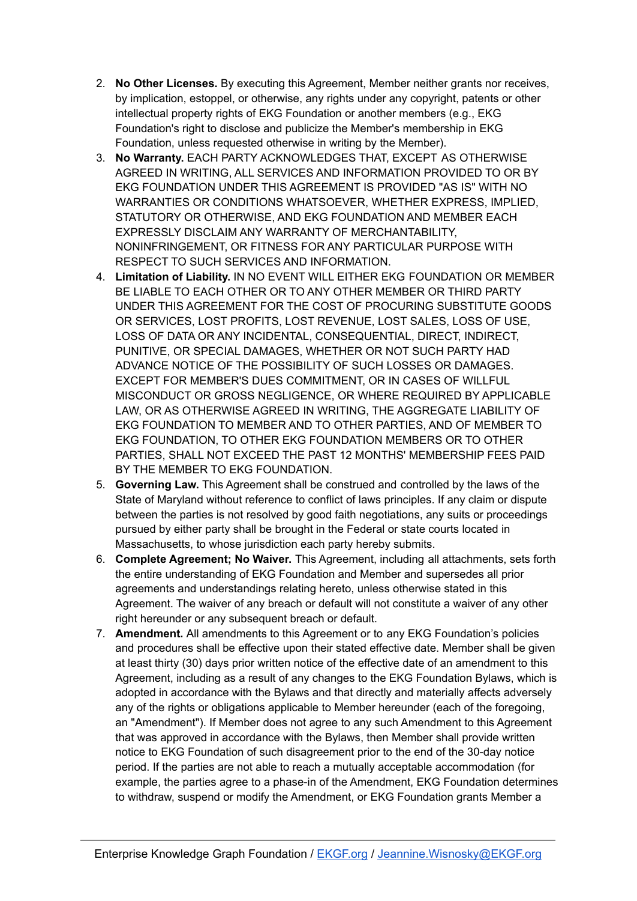2. **No Other Licenses.** By executing this Agreement, Member neither grants nor receives, by implication, estoppel, or otherwise, any rights under any copyright, patents or other intellectual property rights of EKG Foundation or another members (e.g., EKG Foundation's right to disclose and publicize the Member's membership in EKG Foundation, unless requested otherwise in writing by the Member).
3. **No Warranty.** EACH PARTY ACKNOWLEDGES THAT, EXCEPT AS OTHERWISE AGREED IN WRITING, ALL SERVICES AND INFORMATION PROVIDED TO OR BY EKG FOUNDATION UNDER THIS AGREEMENT IS PROVIDED "AS IS" WITH NO WARRANTIES OR CONDITIONS WHATSOEVER, WHETHER EXPRESS, IMPLIED, STATUTORY OR OTHERWISE, AND EKG FOUNDATION AND MEMBER EACH EXPRESSLY DISCLAIM ANY WARRANTY OF MERCHANTABILITY, NONINFRINGEMENT, OR FITNESS FOR ANY PARTICULAR PURPOSE WITH RESPECT TO SUCH SERVICES AND INFORMATION.
4. **Limitation of Liability.** IN NO EVENT WILL EITHER EKG FOUNDATION OR MEMBER BE LIABLE TO EACH OTHER OR TO ANY OTHER MEMBER OR THIRD PARTY UNDER THIS AGREEMENT FOR THE COST OF PROCURING SUBSTITUTE GOODS OR SERVICES, LOST PROFITS, LOST REVENUE, LOST SALES, LOSS OF USE, LOSS OF DATA OR ANY INCIDENTAL, CONSEQUENTIAL, DIRECT, INDIRECT, PUNITIVE, OR SPECIAL DAMAGES, WHETHER OR NOT SUCH PARTY HAD ADVANCE NOTICE OF THE POSSIBILITY OF SUCH LOSSES OR DAMAGES. EXCEPT FOR MEMBER'S DUES COMMITMENT, OR IN CASES OF WILLFUL MISCONDUCT OR GROSS NEGLIGENCE, OR WHERE REQUIRED BY APPLICABLE LAW, OR AS OTHERWISE AGREED IN WRITING, THE AGGREGATE LIABILITY OF EKG FOUNDATION TO MEMBER AND TO OTHER PARTIES, AND OF MEMBER TO EKG FOUNDATION, TO OTHER EKG FOUNDATION MEMBERS OR TO OTHER PARTIES, SHALL NOT EXCEED THE PAST 12 MONTHS' MEMBERSHIP FEES PAID BY THE MEMBER TO EKG FOUNDATION.
5. **Governing Law.** This Agreement shall be construed and controlled by the laws of the State of Maryland without reference to conflict of laws principles. If any claim or dispute between the parties is not resolved by good faith negotiations, any suits or proceedings pursued by either party shall be brought in the Federal or state courts located in Massachusetts, to whose jurisdiction each party hereby submits.
6. **Complete Agreement; No Waiver.** This Agreement, including all attachments, sets forth the entire understanding of EKG Foundation and Member and supersedes all prior agreements and understandings relating hereto, unless otherwise stated in this Agreement. The waiver of any breach or default will not constitute a waiver of any other right hereunder or any subsequent breach or default.
7. **Amendment.** All amendments to this Agreement or to any EKG Foundation's policies and procedures shall be effective upon their stated effective date. Member shall be given at least thirty (30) days prior written notice of the effective date of an amendment to this Agreement, including as a result of any changes to the EKG Foundation Bylaws, which is adopted in accordance with the Bylaws and that directly and materially affects adversely any of the rights or obligations applicable to Member hereunder (each of the foregoing, an "Amendment"). If Member does not agree to any such Amendment to this Agreement that was approved in accordance with the Bylaws, then Member shall provide written notice to EKG Foundation of such disagreement prior to the end of the 30-day notice period. If the parties are not able to reach a mutually acceptable accommodation (for example, the parties agree to a phase-in of the Amendment, EKG Foundation determines to withdraw, suspend or modify the Amendment, or EKG Foundation grants Member a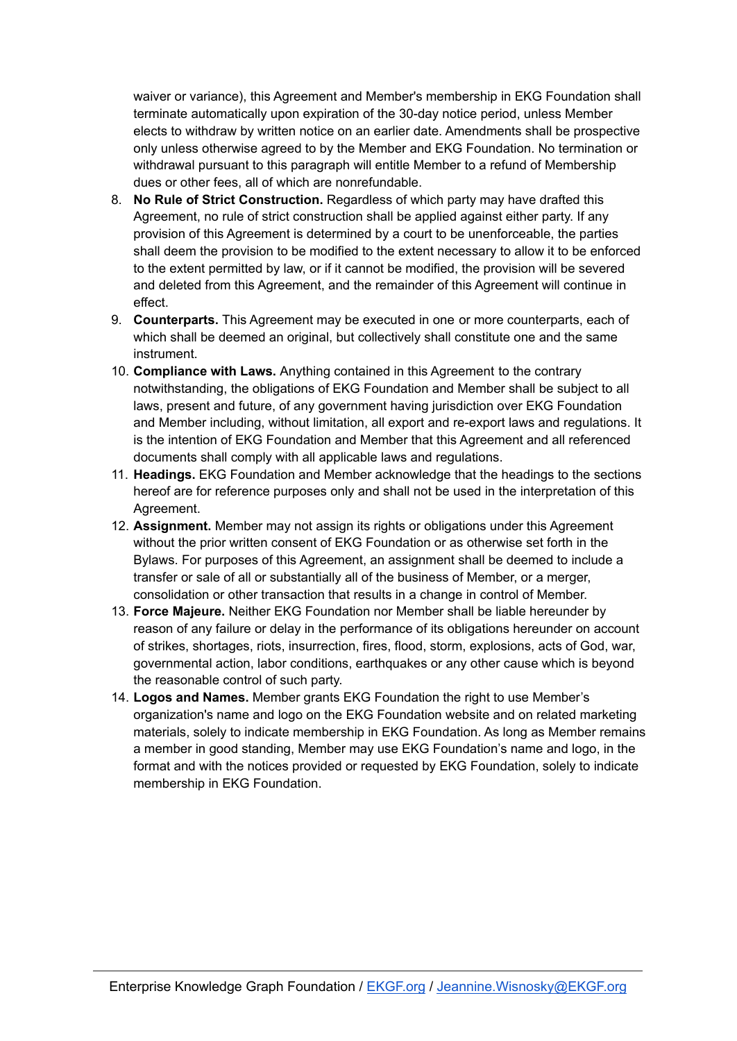waiver or variance), this Agreement and Member's membership in EKG Foundation shall terminate automatically upon expiration of the 30-day notice period, unless Member elects to withdraw by written notice on an earlier date. Amendments shall be prospective only unless otherwise agreed to by the Member and EKG Foundation. No termination or withdrawal pursuant to this paragraph will entitle Member to a refund of Membership dues or other fees, all of which are nonrefundable.

8. **No Rule of Strict Construction.** Regardless of which party may have drafted this Agreement, no rule of strict construction shall be applied against either party. If any provision of this Agreement is determined by a court to be unenforceable, the parties shall deem the provision to be modified to the extent necessary to allow it to be enforced to the extent permitted by law, or if it cannot be modified, the provision will be severed and deleted from this Agreement, and the remainder of this Agreement will continue in effect.
9. **Counterparts.** This Agreement may be executed in one or more counterparts, each of which shall be deemed an original, but collectively shall constitute one and the same instrument.
10. **Compliance with Laws.** Anything contained in this Agreement to the contrary notwithstanding, the obligations of EKG Foundation and Member shall be subject to all laws, present and future, of any government having jurisdiction over EKG Foundation and Member including, without limitation, all export and re-export laws and regulations. It is the intention of EKG Foundation and Member that this Agreement and all referenced documents shall comply with all applicable laws and regulations.
11. **Headings.** EKG Foundation and Member acknowledge that the headings to the sections hereof are for reference purposes only and shall not be used in the interpretation of this Agreement.
12. **Assignment.** Member may not assign its rights or obligations under this Agreement without the prior written consent of EKG Foundation or as otherwise set forth in the Bylaws. For purposes of this Agreement, an assignment shall be deemed to include a transfer or sale of all or substantially all of the business of Member, or a merger, consolidation or other transaction that results in a change in control of Member.
13. **Force Majeure.** Neither EKG Foundation nor Member shall be liable hereunder by reason of any failure or delay in the performance of its obligations hereunder on account of strikes, shortages, riots, insurrection, fires, flood, storm, explosions, acts of God, war, governmental action, labor conditions, earthquakes or any other cause which is beyond the reasonable control of such party.
14. **Logos and Names.** Member grants EKG Foundation the right to use Member's organization's name and logo on the EKG Foundation website and on related marketing materials, solely to indicate membership in EKG Foundation. As long as Member remains a member in good standing, Member may use EKG Foundation's name and logo, in the format and with the notices provided or requested by EKG Foundation, solely to indicate membership in EKG Foundation.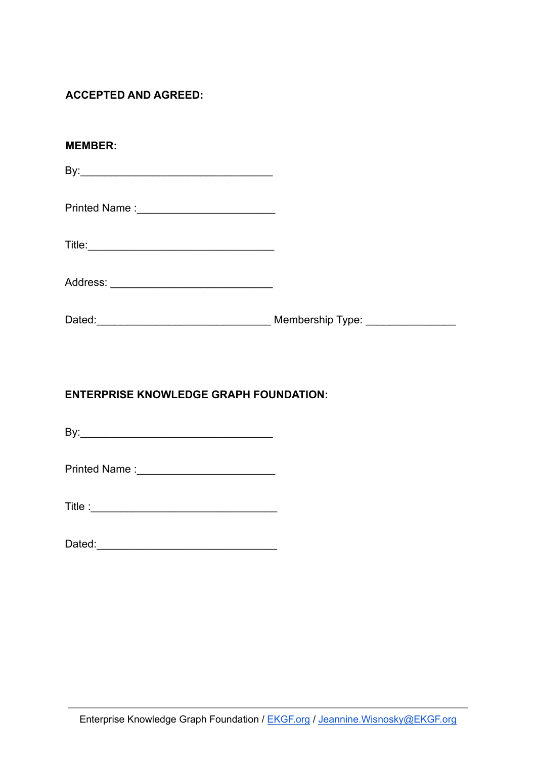**ACCEPTED AND AGREED:**

**MEMBER:**

By:________________________________

Printed Name :_______________________

Title:_______________________________

Address: ___________________________

Dated:_____________________________ Membership Type: _______________

**ENTERPRISE KNOWLEDGE GRAPH FOUNDATION:**

By:________________________________

Printed Name :_______________________

Title :_______________________________

Dated:______________________________

Enterprise Knowledge Graph Foundation / EKGF.org / Jeannine.Wisnosky@EKGF.org